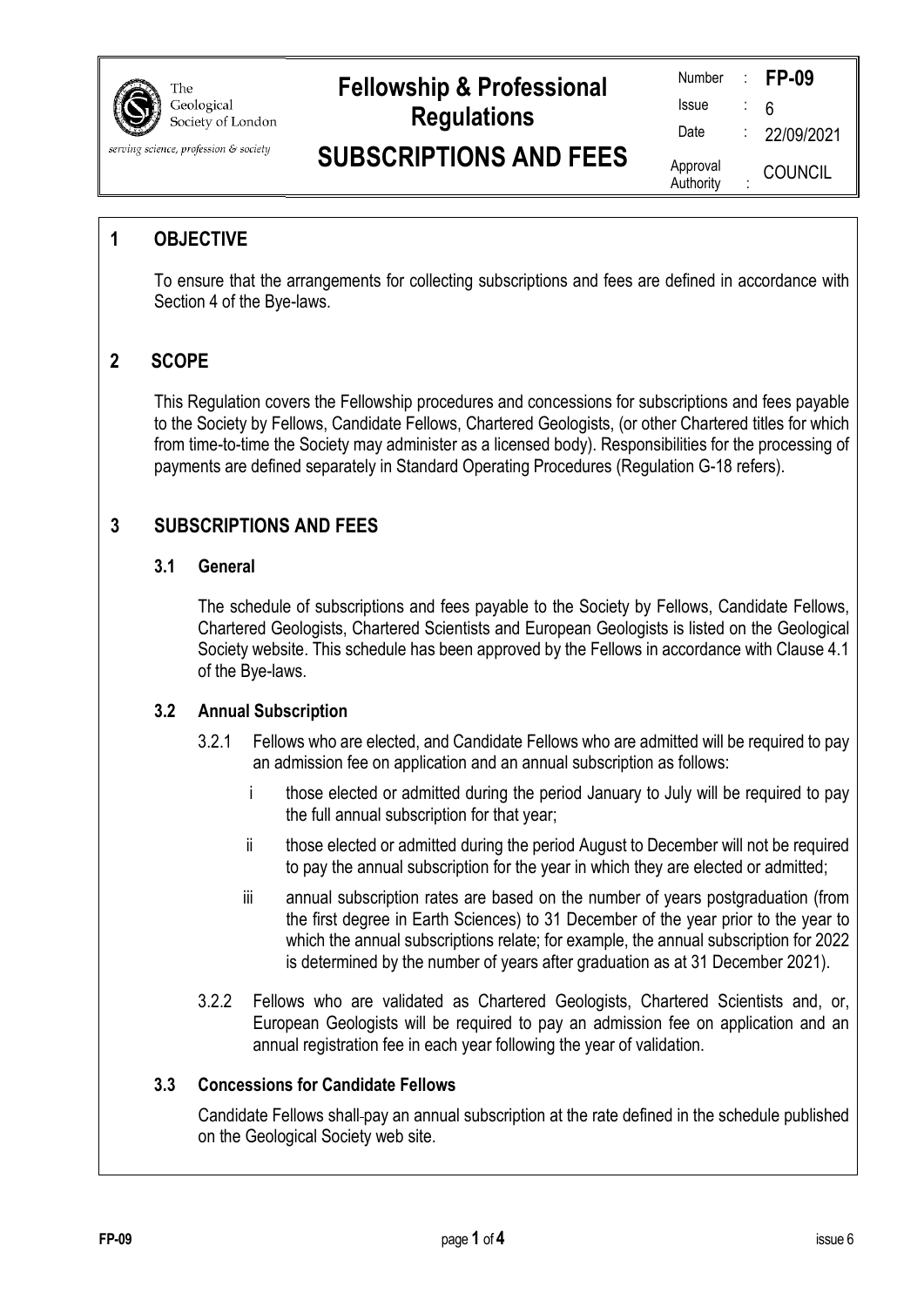# Fellowship & Professional Regulations

# SUBSCRIPTIONS AND FEES

| | | |
|---|---|---|
| Number | : | **FP-09** |
| Issue | : | 6 |
| Date | : | 22/09/2021 |
| Approval Authority | : | COUNCIL |

## 1 OBJECTIVE

To ensure that the arrangements for collecting subscriptions and fees are defined in accordance with Section 4 of the Bye-laws.

## 2 SCOPE

This Regulation covers the Fellowship procedures and concessions for subscriptions and fees payable to the Society by Fellows, Candidate Fellows, Chartered Geologists, (or other Chartered titles for which from time-to-time the Society may administer as a licensed body). Responsibilities for the processing of payments are defined separately in Standard Operating Procedures (Regulation G-18 refers).

## 3 SUBSCRIPTIONS AND FEES

### 3.1 General

The schedule of subscriptions and fees payable to the Society by Fellows, Candidate Fellows, Chartered Geologists, Chartered Scientists and European Geologists is listed on the Geological Society website. This schedule has been approved by the Fellows in accordance with Clause 4.1 of the Bye-laws.

### 3.2 Annual Subscription

3.2.1 Fellows who are elected, and Candidate Fellows who are admitted will be required to pay an admission fee on application and an annual subscription as follows:

- i those elected or admitted during the period January to July will be required to pay the full annual subscription for that year;
- ii those elected or admitted during the period August to December will not be required to pay the annual subscription for the year in which they are elected or admitted;
- iii annual subscription rates are based on the number of years postgraduation (from the first degree in Earth Sciences) to 31 December of the year prior to the year to which the annual subscriptions relate; for example, the annual subscription for 2022 is determined by the number of years after graduation as at 31 December 2021).

3.2.2 Fellows who are validated as Chartered Geologists, Chartered Scientists and, or, European Geologists will be required to pay an admission fee on application and an annual registration fee in each year following the year of validation.

### 3.3 Concessions for Candidate Fellows

Candidate Fellows shall pay an annual subscription at the rate defined in the schedule published on the Geological Society web site.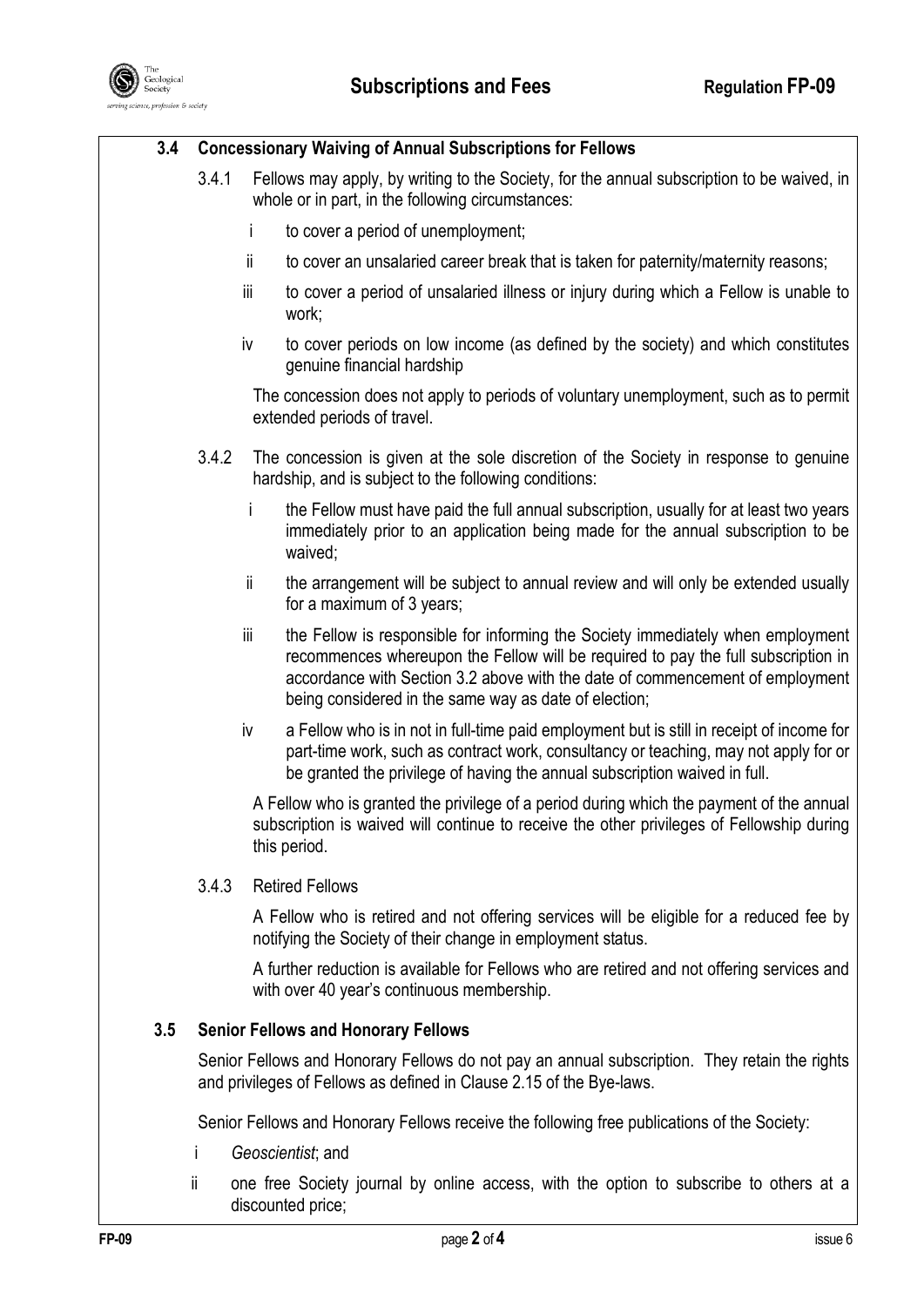### 3.4 Concessionary Waiving of Annual Subscriptions for Fellows

3.4.1 Fellows may apply, by writing to the Society, for the annual subscription to be waived, in whole or in part, in the following circumstances:

- i to cover a period of unemployment;
- ii to cover an unsalaried career break that is taken for paternity/maternity reasons;
- iii to cover a period of unsalaried illness or injury during which a Fellow is unable to work;
- iv to cover periods on low income (as defined by the society) and which constitutes genuine financial hardship

The concession does not apply to periods of voluntary unemployment, such as to permit extended periods of travel.

3.4.2 The concession is given at the sole discretion of the Society in response to genuine hardship, and is subject to the following conditions:

- i the Fellow must have paid the full annual subscription, usually for at least two years immediately prior to an application being made for the annual subscription to be waived;
- ii the arrangement will be subject to annual review and will only be extended usually for a maximum of 3 years;
- iii the Fellow is responsible for informing the Society immediately when employment recommences whereupon the Fellow will be required to pay the full subscription in accordance with Section 3.2 above with the date of commencement of employment being considered in the same way as date of election;
- iv a Fellow who is in not in full-time paid employment but is still in receipt of income for part-time work, such as contract work, consultancy or teaching, may not apply for or be granted the privilege of having the annual subscription waived in full.

A Fellow who is granted the privilege of a period during which the payment of the annual subscription is waived will continue to receive the other privileges of Fellowship during this period.

3.4.3 Retired Fellows

A Fellow who is retired and not offering services will be eligible for a reduced fee by notifying the Society of their change in employment status.

A further reduction is available for Fellows who are retired and not offering services and with over 40 year's continuous membership.

### 3.5 Senior Fellows and Honorary Fellows

Senior Fellows and Honorary Fellows do not pay an annual subscription. They retain the rights and privileges of Fellows as defined in Clause 2.15 of the Bye-laws.

Senior Fellows and Honorary Fellows receive the following free publications of the Society:

- i *Geoscientist*; and
- ii one free Society journal by online access, with the option to subscribe to others at a discounted price;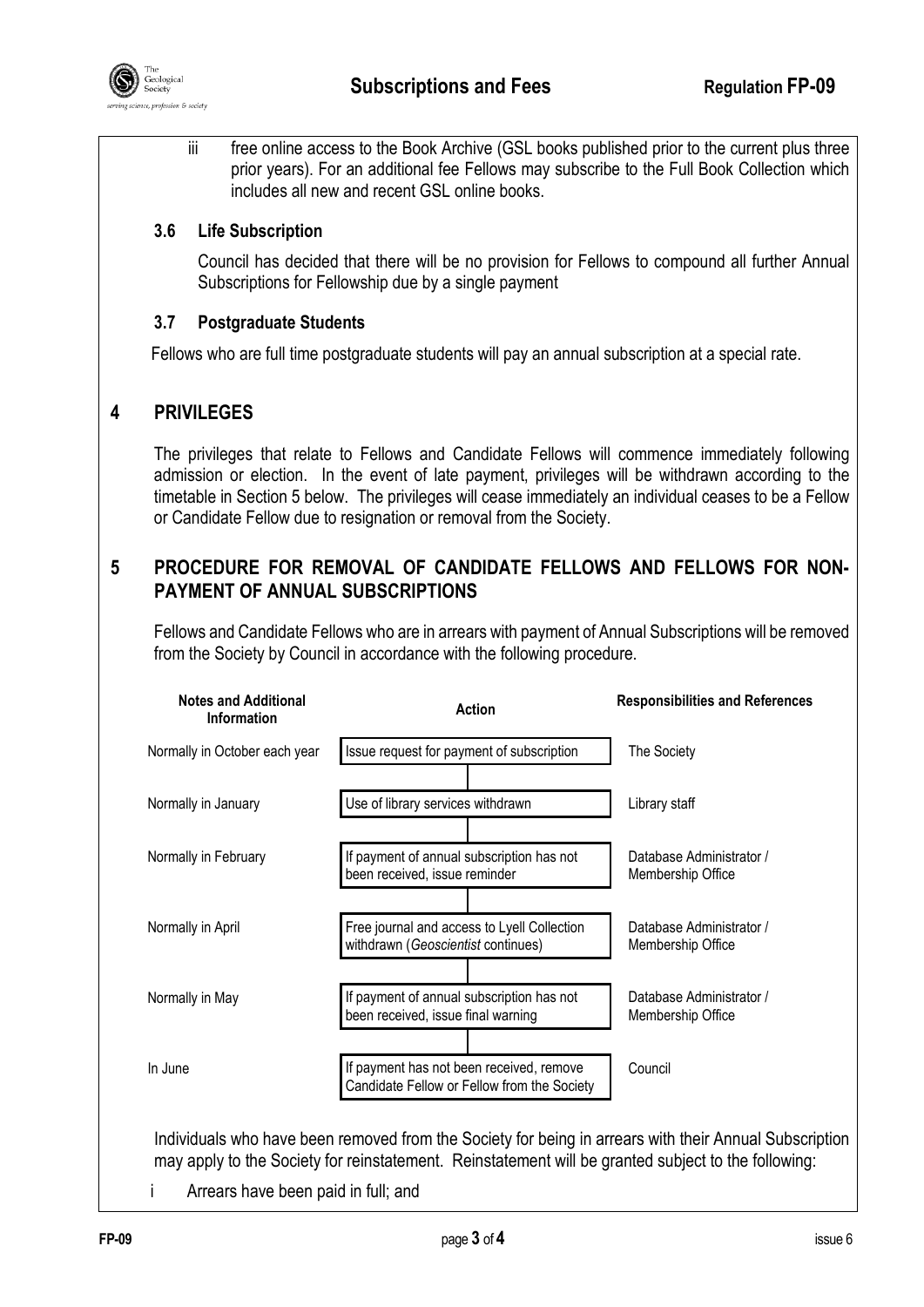iii free online access to the Book Archive (GSL books published prior to the current plus three prior years). For an additional fee Fellows may subscribe to the Full Book Collection which includes all new and recent GSL online books.

### 3.6 Life Subscription

Council has decided that there will be no provision for Fellows to compound all further Annual Subscriptions for Fellowship due by a single payment

### 3.7 Postgraduate Students

Fellows who are full time postgraduate students will pay an annual subscription at a special rate.

## 4 PRIVILEGES

The privileges that relate to Fellows and Candidate Fellows will commence immediately following admission or election. In the event of late payment, privileges will be withdrawn according to the timetable in Section 5 below. The privileges will cease immediately an individual ceases to be a Fellow or Candidate Fellow due to resignation or removal from the Society.

## 5 PROCEDURE FOR REMOVAL OF CANDIDATE FELLOWS AND FELLOWS FOR NON-PAYMENT OF ANNUAL SUBSCRIPTIONS

Fellows and Candidate Fellows who are in arrears with payment of Annual Subscriptions will be removed from the Society by Council in accordance with the following procedure.

| Notes and Additional Information | Action | Responsibilities and References |
|---|---|---|
| Normally in October each year | Issue request for payment of subscription | The Society |
| Normally in January | Use of library services withdrawn | Library staff |
| Normally in February | If payment of annual subscription has not been received, issue reminder | Database Administrator / Membership Office |
| Normally in April | Free journal and access to Lyell Collection withdrawn (*Geoscientist* continues) | Database Administrator / Membership Office |
| Normally in May | If payment of annual subscription has not been received, issue final warning | Database Administrator / Membership Office |
| In June | If payment has not been received, remove Candidate Fellow or Fellow from the Society | Council |

Individuals who have been removed from the Society for being in arrears with their Annual Subscription may apply to the Society for reinstatement. Reinstatement will be granted subject to the following:

i Arrears have been paid in full; and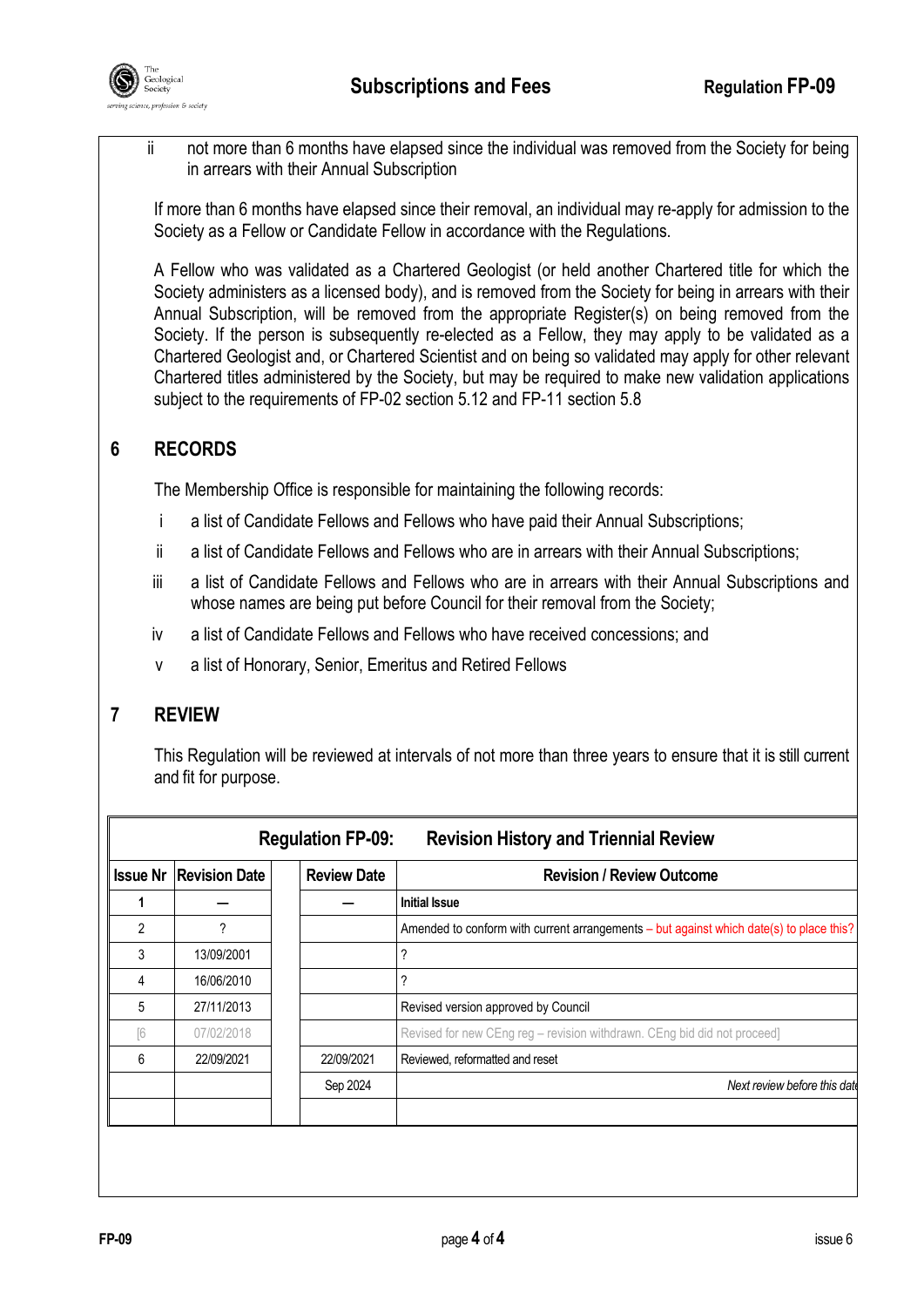ii not more than 6 months have elapsed since the individual was removed from the Society for being in arrears with their Annual Subscription

If more than 6 months have elapsed since their removal, an individual may re-apply for admission to the Society as a Fellow or Candidate Fellow in accordance with the Regulations.

A Fellow who was validated as a Chartered Geologist (or held another Chartered title for which the Society administers as a licensed body), and is removed from the Society for being in arrears with their Annual Subscription, will be removed from the appropriate Register(s) on being removed from the Society. If the person is subsequently re-elected as a Fellow, they may apply to be validated as a Chartered Geologist and, or Chartered Scientist and on being so validated may apply for other relevant Chartered titles administered by the Society, but may be required to make new validation applications subject to the requirements of FP-02 section 5.12 and FP-11 section 5.8

## 6 RECORDS

The Membership Office is responsible for maintaining the following records:

- i a list of Candidate Fellows and Fellows who have paid their Annual Subscriptions;
- ii a list of Candidate Fellows and Fellows who are in arrears with their Annual Subscriptions;
- iii a list of Candidate Fellows and Fellows who are in arrears with their Annual Subscriptions and whose names are being put before Council for their removal from the Society;
- iv a list of Candidate Fellows and Fellows who have received concessions; and
- v a list of Honorary, Senior, Emeritus and Retired Fellows

## 7 REVIEW

This Regulation will be reviewed at intervals of not more than three years to ensure that it is still current and fit for purpose.

**Regulation FP-09: Revision History and Triennial Review**

| Issue Nr | Revision Date | | Review Date | Revision / Review Outcome |
|---|---|---|---|---|
| 1 | — | | — | **Initial Issue** |
| 2 | ? | | | Amended to conform with current arrangements – but against which date(s) to place this? |
| 3 | 13/09/2001 | | | ? |
| 4 | 16/06/2010 | | | ? |
| 5 | 27/11/2013 | | | Revised version approved by Council |
| [6 | 07/02/2018 | | | Revised for new CEng reg – revision withdrawn. CEng bid did not proceed] |
| 6 | 22/09/2021 | | 22/09/2021 | Reviewed, reformatted and reset |
| | | | Sep 2024 | *Next review before this date* |
| | | | | |